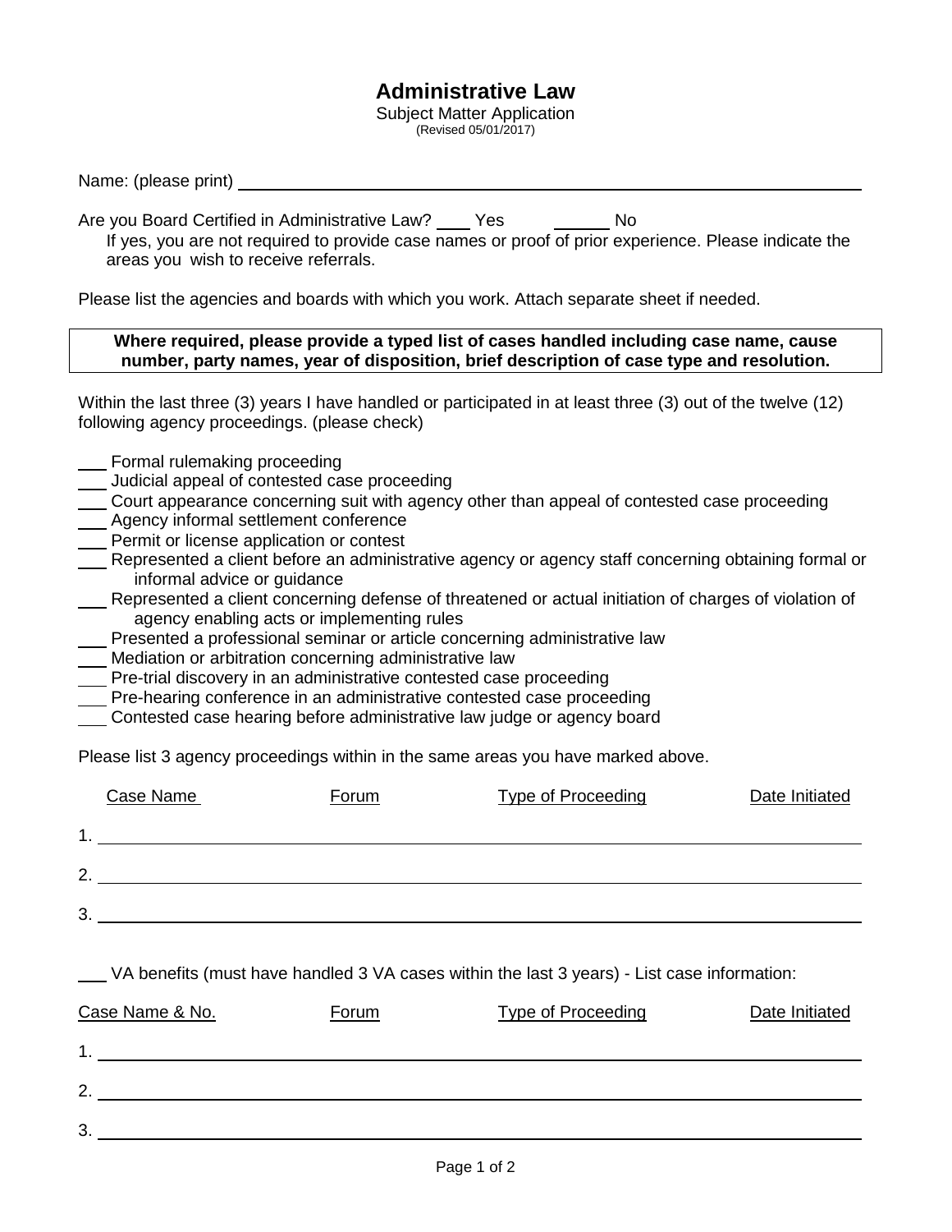# Administrative Law

Subject Matter Application

(Revised 05/01/2017)

Name: (please print) ______________________________________________

Are you Board Certified in Administrative Law? ____ Yes ______ No

If yes, you are not required to provide case names or proof of prior experience. Please indicate the areas you wish to receive referrals.

Please list the agencies and boards with which you work. Attach separate sheet if needed.

**Where required, please provide a typed list of cases handled including case name, cause number, party names, year of disposition, brief description of case type and resolution.**

Within the last three (3) years I have handled or participated in at least three (3) out of the twelve (12) following agency proceedings. (please check)

___ Formal rulemaking proceeding
___ Judicial appeal of contested case proceeding
___ Court appearance concerning suit with agency other than appeal of contested case proceeding
___ Agency informal settlement conference
___ Permit or license application or contest
___ Represented a client before an administrative agency or agency staff concerning obtaining formal or informal advice or guidance
___ Represented a client concerning defense of threatened or actual initiation of charges of violation of agency enabling acts or implementing rules
___ Presented a professional seminar or article concerning administrative law
___ Mediation or arbitration concerning administrative law
___ Pre-trial discovery in an administrative contested case proceeding
___ Pre-hearing conference in an administrative contested case proceeding
___ Contested case hearing before administrative law judge or agency board

Please list 3 agency proceedings within in the same areas you have marked above.

| | Case Name | Forum | Type of Proceeding | Date Initiated |
|---|---|---|---|---|
| 1. | | | | |
| 2. | | | | |
| 3. | | | | |

___ VA benefits (must have handled 3 VA cases within the last 3 years) - List case information:

| | Case Name & No. | Forum | Type of Proceeding | Date Initiated |
|---|---|---|---|---|
| 1. | | | | |
| 2. | | | | |
| 3. | | | | |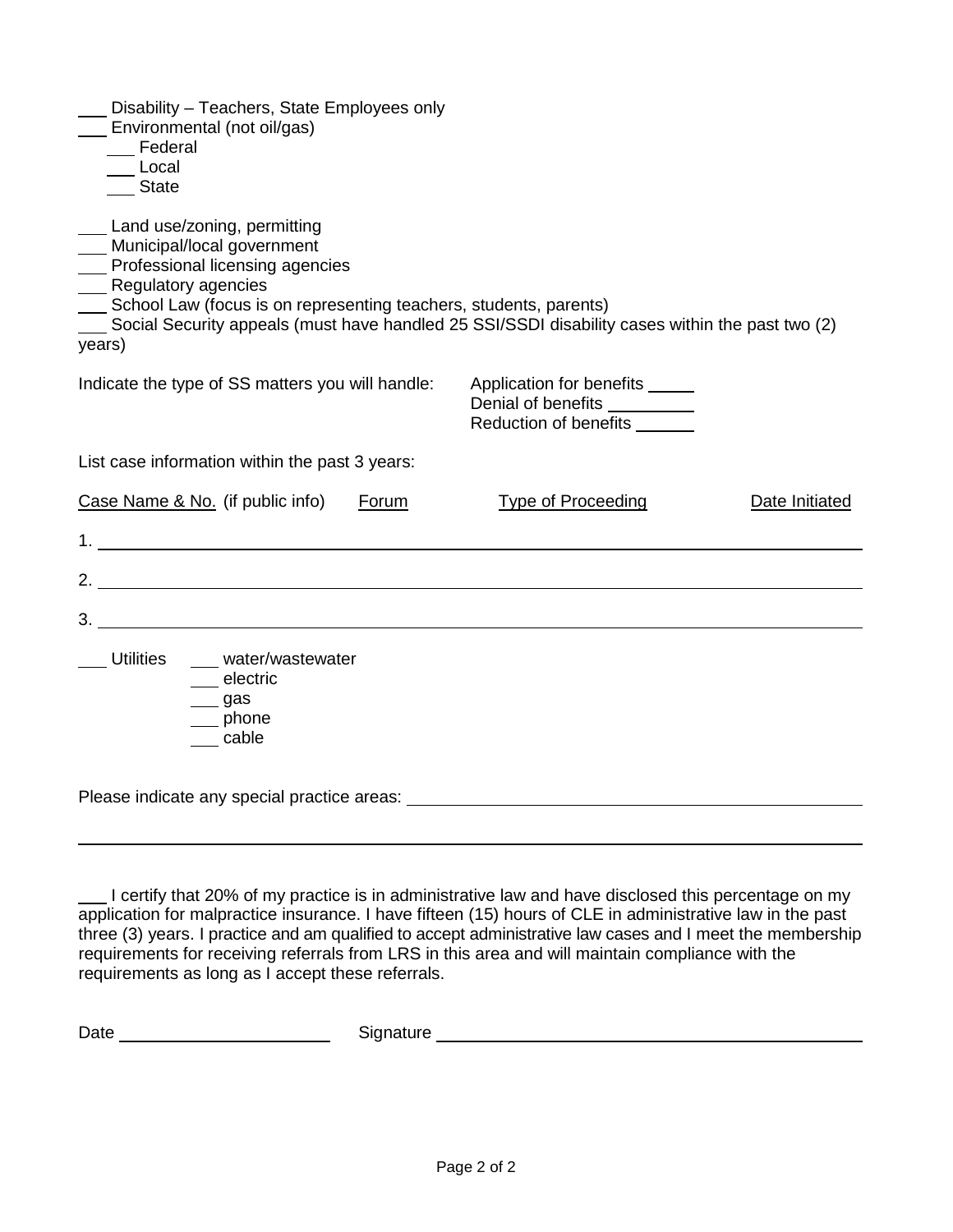___ Disability – Teachers, State Employees only
___ Environmental (not oil/gas)
  ___ Federal
  ___ Local
  ___ State

___ Land use/zoning, permitting
___ Municipal/local government
___ Professional licensing agencies
___ Regulatory agencies
___ School Law (focus is on representing teachers, students, parents)
___ Social Security appeals (must have handled 25 SSI/SSDI disability cases within the past two (2) years)

Indicate the type of SS matters you will handle:
Application for benefits _____
Denial of benefits _________
Reduction of benefits ______

List case information within the past 3 years:

| Case Name & No. (if public info) | Forum | Type of Proceeding | Date Initiated |
|---|---|---|---|
| 1. | | | |
| 2. | | | |
| 3. | | | |

___ Utilities
  ___ water/wastewater
  ___ electric
  ___ gas
  ___ phone
  ___ cable

Please indicate any special practice areas: ________________________________________________

________________________________________________________________________________

___ I certify that 20% of my practice is in administrative law and have disclosed this percentage on my application for malpractice insurance. I have fifteen (15) hours of CLE in administrative law in the past three (3) years. I practice and am qualified to accept administrative law cases and I meet the membership requirements for receiving referrals from LRS in this area and will maintain compliance with the requirements as long as I accept these referrals.

Date ______________________ Signature ________________________________________